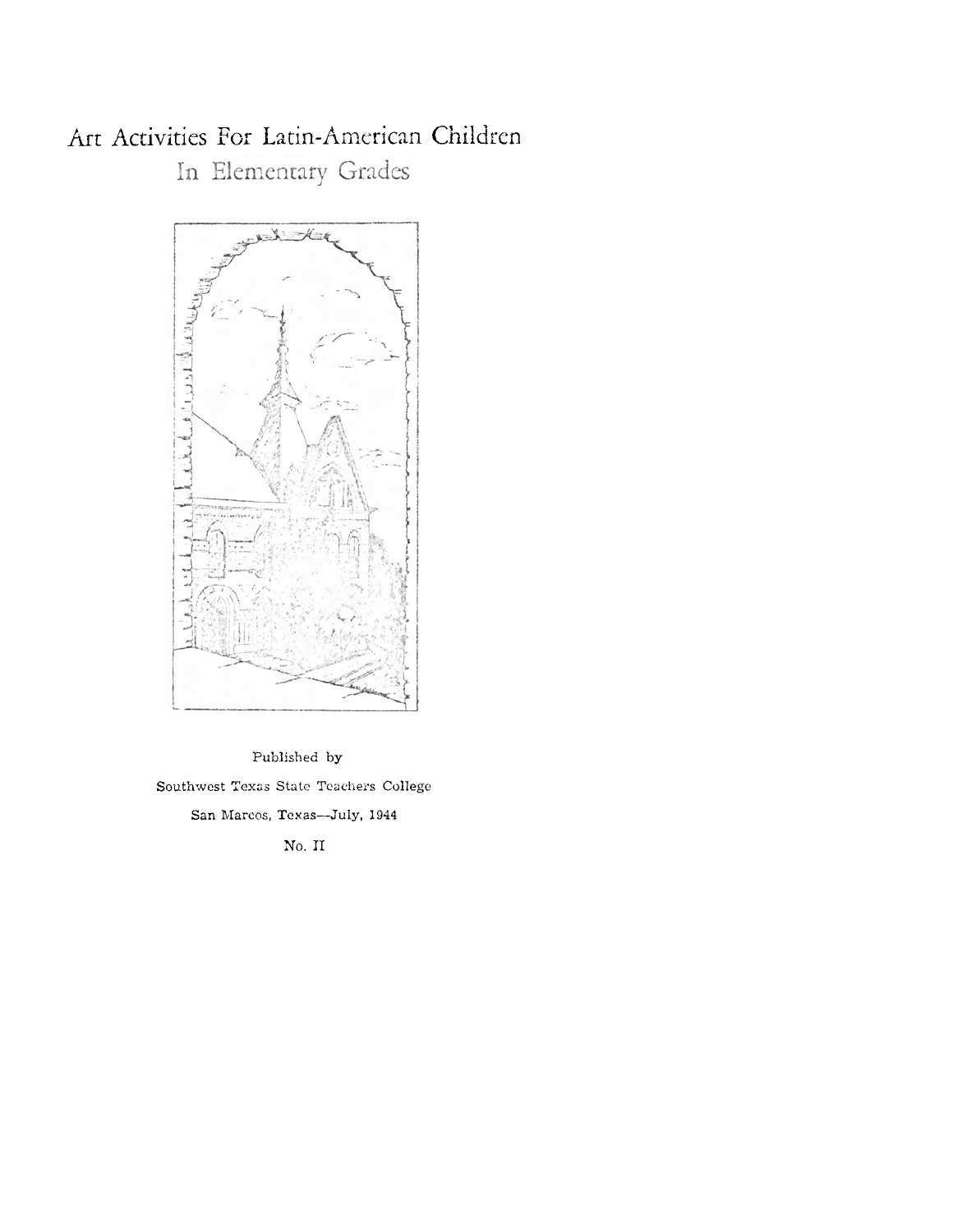# Art Activities For Latin-American Children

## In Elementary Grades

Published by

Southwest Texas State Teachers College

San Marcos, Texas—July, 1944

No. II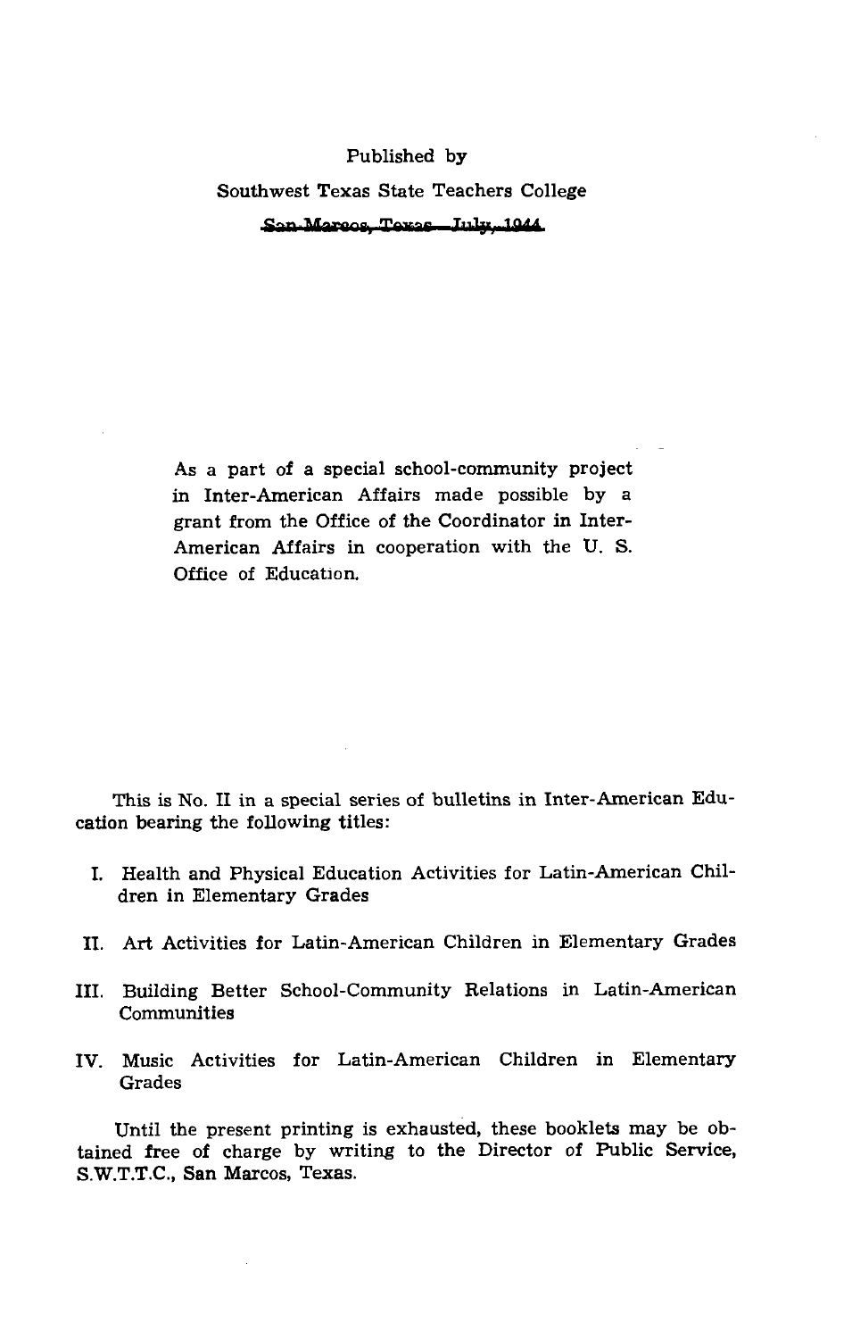Published by

Southwest Texas State Teachers College

San Marcos, Texas—July, 1944

As a part of a special school-community project in Inter-American Affairs made possible by a grant from the Office of the Coordinator in Inter-American Affairs in cooperation with the U. S. Office of Education.

This is No. II in a special series of bulletins in Inter-American Education bearing the following titles:

I. Health and Physical Education Activities for Latin-American Children in Elementary Grades

II. Art Activities for Latin-American Children in Elementary Grades

III. Building Better School-Community Relations in Latin-American Communities

IV. Music Activities for Latin-American Children in Elementary Grades

Until the present printing is exhausted, these booklets may be obtained free of charge by writing to the Director of Public Service, S.W.T.T.C., San Marcos, Texas.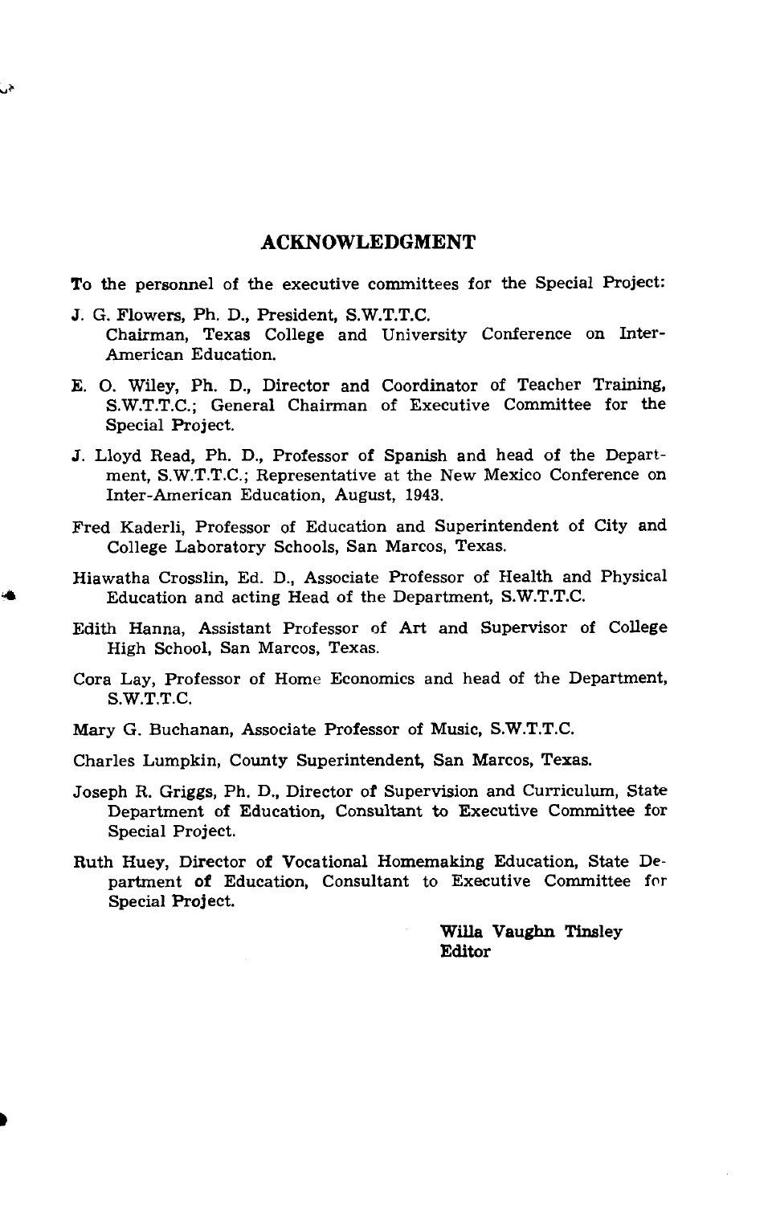## ACKNOWLEDGMENT

To the personnel of the executive committees for the Special Project:

J. G. Flowers, Ph. D., President, S.W.T.T.C.
Chairman, Texas College and University Conference on Inter-American Education.

E. O. Wiley, Ph. D., Director and Coordinator of Teacher Training, S.W.T.T.C.; General Chairman of Executive Committee for the Special Project.

J. Lloyd Read, Ph. D., Professor of Spanish and head of the Department, S.W.T.T.C.; Representative at the New Mexico Conference on Inter-American Education, August, 1943.

Fred Kaderli, Professor of Education and Superintendent of City and College Laboratory Schools, San Marcos, Texas.

Hiawatha Crosslin, Ed. D., Associate Professor of Health and Physical Education and acting Head of the Department, S.W.T.T.C.

Edith Hanna, Assistant Professor of Art and Supervisor of College High School, San Marcos, Texas.

Cora Lay, Professor of Home Economics and head of the Department, S.W.T.T.C.

Mary G. Buchanan, Associate Professor of Music, S.W.T.T.C.

Charles Lumpkin, County Superintendent, San Marcos, Texas.

Joseph R. Griggs, Ph. D., Director of Supervision and Curriculum, State Department of Education, Consultant to Executive Committee for Special Project.

Ruth Huey, Director of Vocational Homemaking Education, State Department of Education, Consultant to Executive Committee for Special Project.

**Willa Vaughn Tinsley**
**Editor**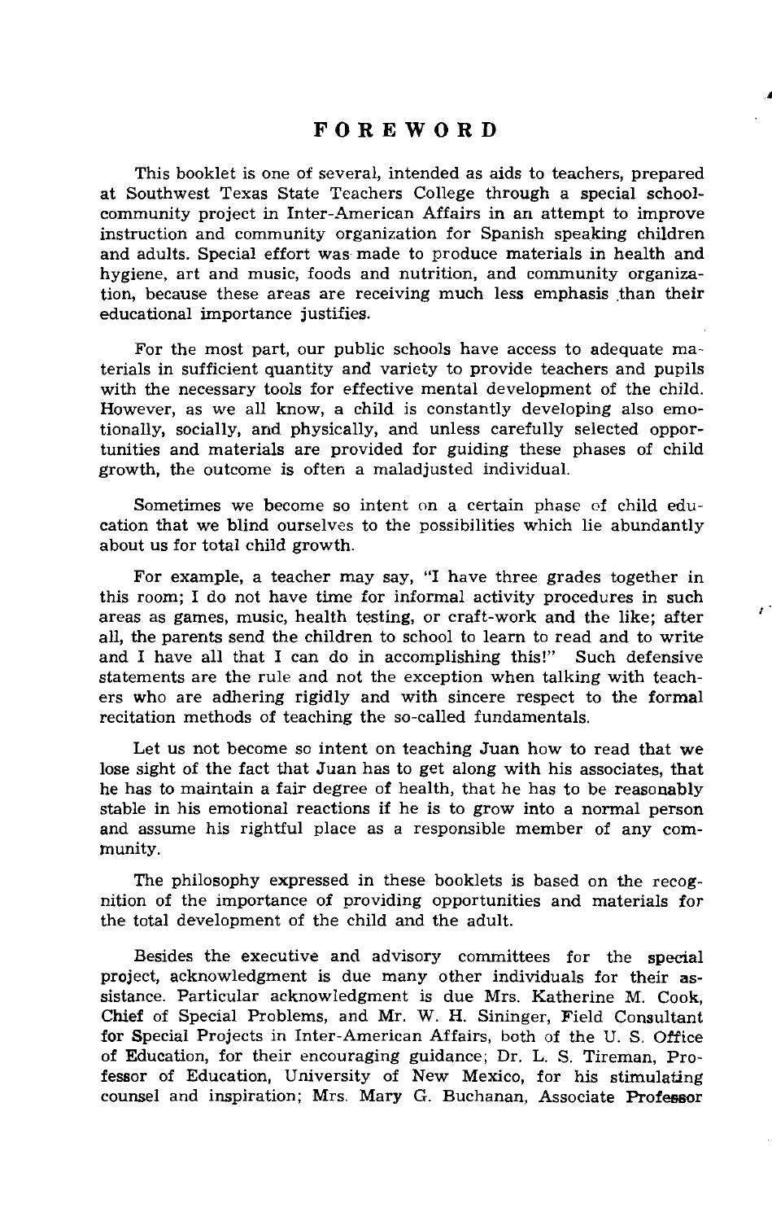# FOREWORD

This booklet is one of several, intended as aids to teachers, prepared at Southwest Texas State Teachers College through a special school-community project in Inter-American Affairs in an attempt to improve instruction and community organization for Spanish speaking children and adults. Special effort was made to produce materials in health and hygiene, art and music, foods and nutrition, and community organization, because these areas are receiving much less emphasis than their educational importance justifies.

For the most part, our public schools have access to adequate materials in sufficient quantity and variety to provide teachers and pupils with the necessary tools for effective mental development of the child. However, as we all know, a child is constantly developing also emotionally, socially, and physically, and unless carefully selected opportunities and materials are provided for guiding these phases of child growth, the outcome is often a maladjusted individual.

Sometimes we become so intent on a certain phase of child education that we blind ourselves to the possibilities which lie abundantly about us for total child growth.

For example, a teacher may say, "I have three grades together in this room; I do not have time for informal activity procedures in such areas as games, music, health testing, or craft-work and the like; after all, the parents send the children to school to learn to read and to write and I have all that I can do in accomplishing this!" Such defensive statements are the rule and not the exception when talking with teachers who are adhering rigidly and with sincere respect to the formal recitation methods of teaching the so-called fundamentals.

Let us not become so intent on teaching Juan how to read that we lose sight of the fact that Juan has to get along with his associates, that he has to maintain a fair degree of health, that he has to be reasonably stable in his emotional reactions if he is to grow into a normal person and assume his rightful place as a responsible member of any community.

The philosophy expressed in these booklets is based on the recognition of the importance of providing opportunities and materials for the total development of the child and the adult.

Besides the executive and advisory committees for the special project, acknowledgment is due many other individuals for their assistance. Particular acknowledgment is due Mrs. Katherine M. Cook, Chief of Special Problems, and Mr. W. H. Sininger, Field Consultant for Special Projects in Inter-American Affairs, both of the U. S. Office of Education, for their encouraging guidance; Dr. L. S. Tireman, Professor of Education, University of New Mexico, for his stimulating counsel and inspiration; Mrs. Mary G. Buchanan, Associate Professor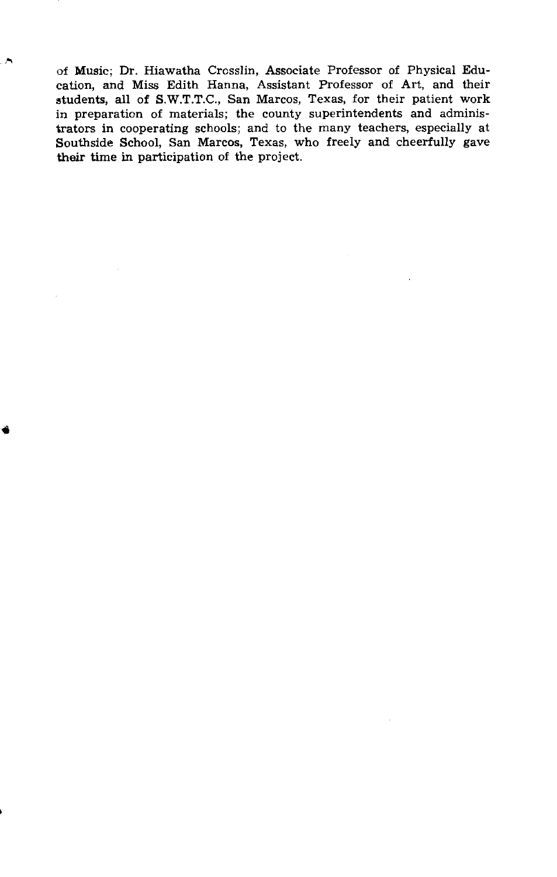of Music; Dr. Hiawatha Crosslin, Associate Professor of Physical Education, and Miss Edith Hanna, Assistant Professor of Art, and their students, all of S.W.T.T.C., San Marcos, Texas, for their patient work in preparation of materials; the county superintendents and administrators in cooperating schools; and to the many teachers, especially at Southside School, San Marcos, Texas, who freely and cheerfully gave their time in participation of the project.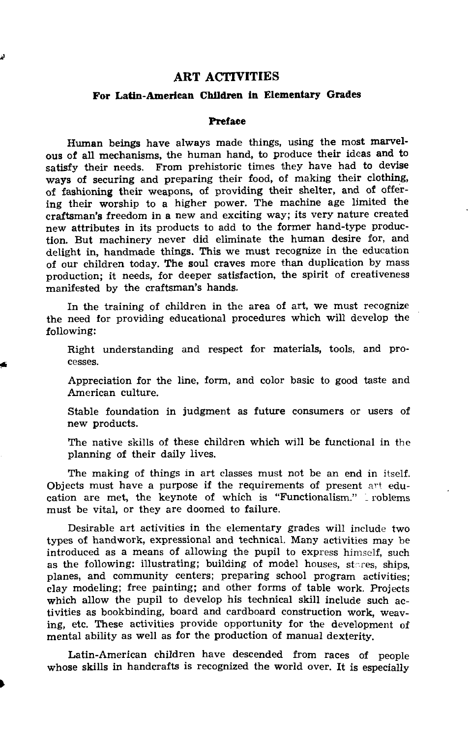## ART ACTIVITIES

### For Latin-American Children in Elementary Grades

#### Preface

Human beings have always made things, using the most marvelous of all mechanisms, the human hand, to produce their ideas and to satisfy their needs. From prehistoric times they have had to devise ways of securing and preparing their food, of making their clothing, of fashioning their weapons, of providing their shelter, and of offering their worship to a higher power. The machine age limited the craftsman's freedom in a new and exciting way; its very nature created new attributes in its products to add to the former hand-type production. But machinery never did eliminate the human desire for, and delight in, handmade things. This we must recognize in the education of our children today. The soul craves more than duplication by mass production; it needs, for deeper satisfaction, the spirit of creativeness manifested by the craftsman's hands.

In the training of children in the area of art, we must recognize the need for providing educational procedures which will develop the following:

Right understanding and respect for materials, tools, and processes.

Appreciation for the line, form, and color basic to good taste and American culture.

Stable foundation in judgment as future consumers or users of new products.

The native skills of these children which will be functional in the planning of their daily lives.

The making of things in art classes must not be an end in itself. Objects must have a purpose if the requirements of present art education are met, the keynote of which is "Functionalism." Problems must be vital, or they are doomed to failure.

Desirable art activities in the elementary grades will include two types of handwork, expressional and technical. Many activities may be introduced as a means of allowing the pupil to express himself, such as the following: illustrating; building of model houses, stores, ships, planes, and community centers; preparing school program activities; clay modeling; free painting; and other forms of table work. Projects which allow the pupil to develop his technical skill include such activities as bookbinding, board and cardboard construction work, weaving, etc. These activities provide opportunity for the development of mental ability as well as for the production of manual dexterity.

Latin-American children have descended from races of people whose skills in handcrafts is recognized the world over. It is especially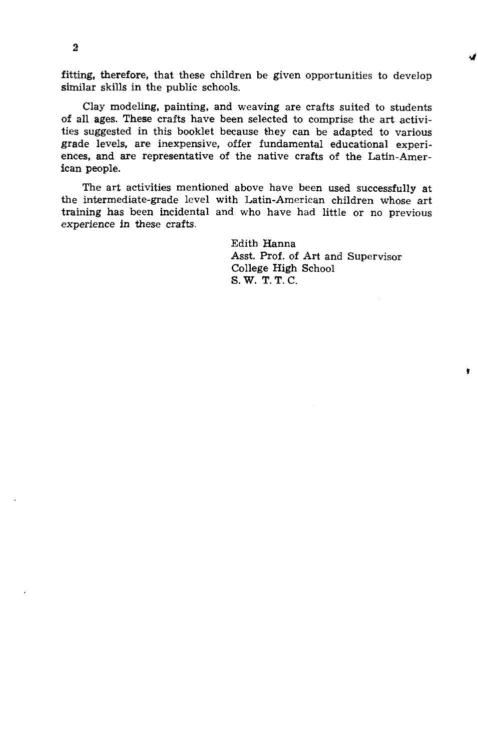fitting, therefore, that these children be given opportunities to develop similar skills in the public schools.

Clay modeling, painting, and weaving are crafts suited to students of all ages. These crafts have been selected to comprise the art activities suggested in this booklet because they can be adapted to various grade levels, are inexpensive, offer fundamental educational experiences, and are representative of the native crafts of the Latin-American people.

The art activities mentioned above have been used successfully at the intermediate-grade level with Latin-American children whose art training has been incidental and who have had little or no previous experience in these crafts.

Edith Hanna
Asst. Prof. of Art and Supervisor
College High School
S. W. T. T. C.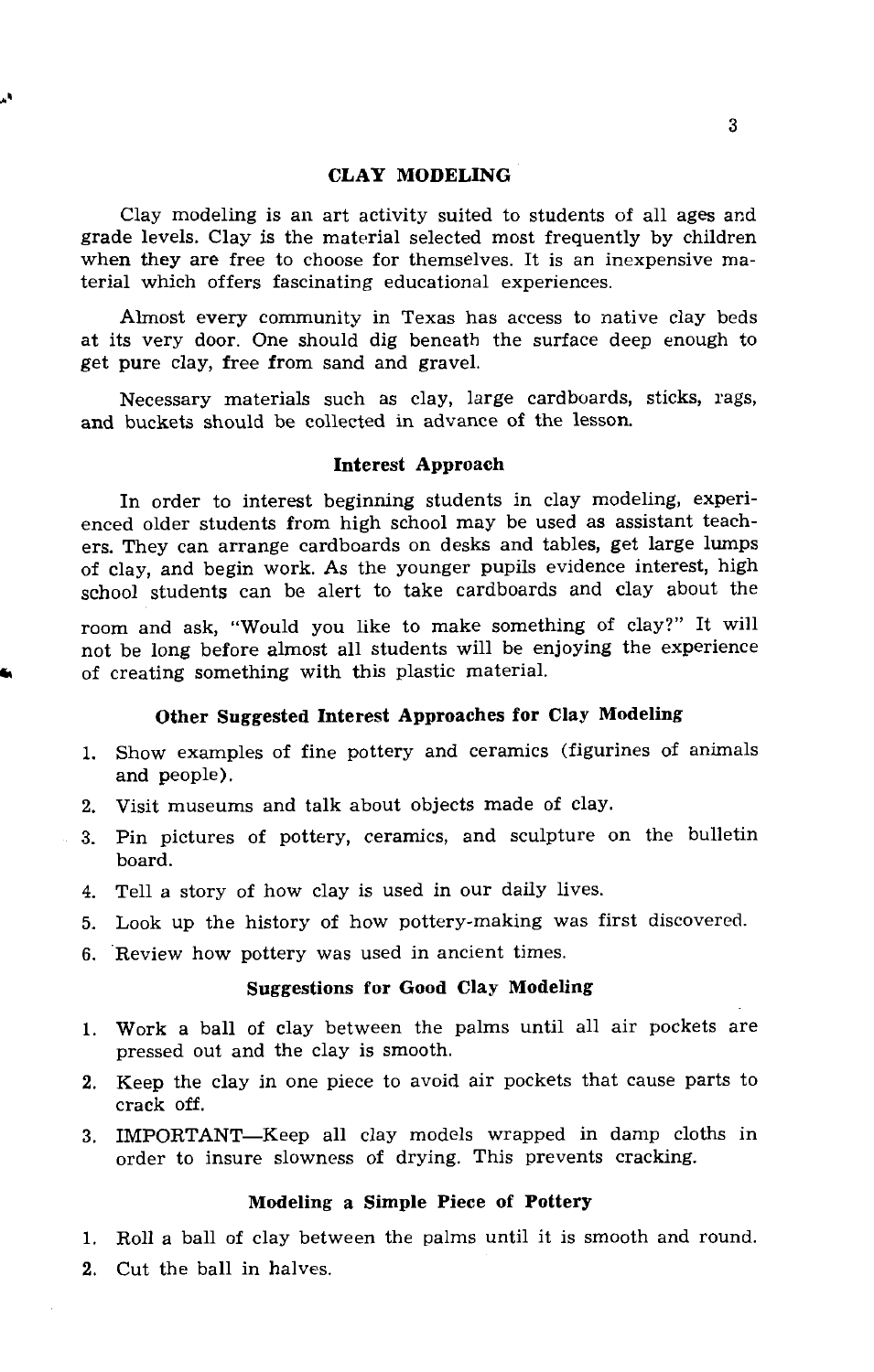## CLAY MODELING

Clay modeling is an art activity suited to students of all ages and grade levels. Clay is the material selected most frequently by children when they are free to choose for themselves. It is an inexpensive material which offers fascinating educational experiences.

Almost every community in Texas has access to native clay beds at its very door. One should dig beneath the surface deep enough to get pure clay, free from sand and gravel.

Necessary materials such as clay, large cardboards, sticks, rags, and buckets should be collected in advance of the lesson.

### Interest Approach

In order to interest beginning students in clay modeling, experienced older students from high school may be used as assistant teachers. They can arrange cardboards on desks and tables, get large lumps of clay, and begin work. As the younger pupils evidence interest, high school students can be alert to take cardboards and clay about the room and ask, "Would you like to make something of clay?" It will not be long before almost all students will be enjoying the experience of creating something with this plastic material.

### Other Suggested Interest Approaches for Clay Modeling

1. Show examples of fine pottery and ceramics (figurines of animals and people).
2. Visit museums and talk about objects made of clay.
3. Pin pictures of pottery, ceramics, and sculpture on the bulletin board.
4. Tell a story of how clay is used in our daily lives.
5. Look up the history of how pottery-making was first discovered.
6. Review how pottery was used in ancient times.

### Suggestions for Good Clay Modeling

1. Work a ball of clay between the palms until all air pockets are pressed out and the clay is smooth.
2. Keep the clay in one piece to avoid air pockets that cause parts to crack off.
3. IMPORTANT—Keep all clay models wrapped in damp cloths in order to insure slowness of drying. This prevents cracking.

### Modeling a Simple Piece of Pottery

1. Roll a ball of clay between the palms until it is smooth and round.
2. Cut the ball in halves.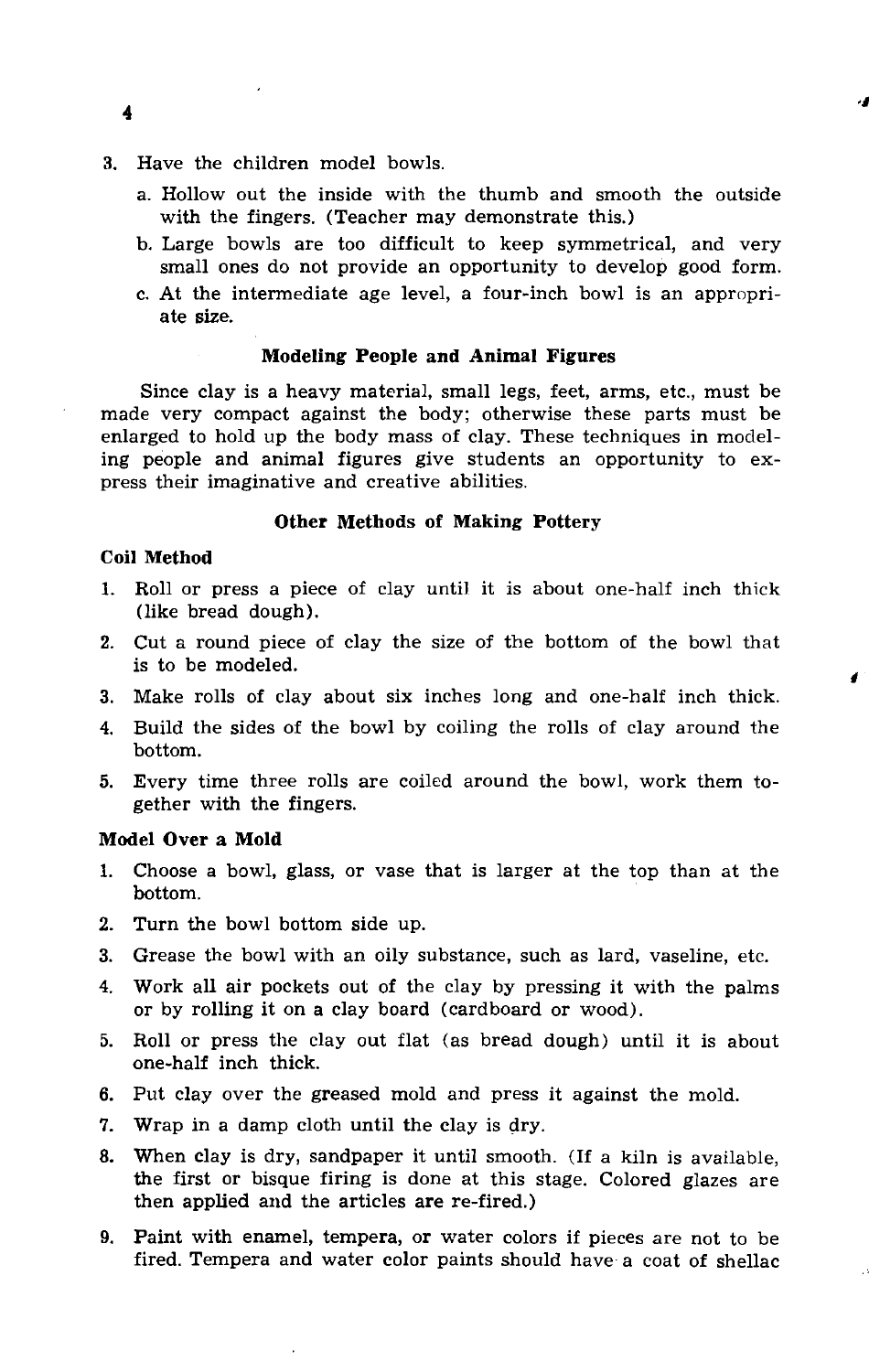3. Have the children model bowls.
   a. Hollow out the inside with the thumb and smooth the outside with the fingers. (Teacher may demonstrate this.)
   b. Large bowls are too difficult to keep symmetrical, and very small ones do not provide an opportunity to develop good form.
   c. At the intermediate age level, a four-inch bowl is an appropriate size.

### Modeling People and Animal Figures

Since clay is a heavy material, small legs, feet, arms, etc., must be made very compact against the body; otherwise these parts must be enlarged to hold up the body mass of clay. These techniques in modeling people and animal figures give students an opportunity to express their imaginative and creative abilities.

### Other Methods of Making Pottery

#### Coil Method

1. Roll or press a piece of clay until it is about one-half inch thick (like bread dough).
2. Cut a round piece of clay the size of the bottom of the bowl that is to be modeled.
3. Make rolls of clay about six inches long and one-half inch thick.
4. Build the sides of the bowl by coiling the rolls of clay around the bottom.
5. Every time three rolls are coiled around the bowl, work them together with the fingers.

#### Model Over a Mold

1. Choose a bowl, glass, or vase that is larger at the top than at the bottom.
2. Turn the bowl bottom side up.
3. Grease the bowl with an oily substance, such as lard, vaseline, etc.
4. Work all air pockets out of the clay by pressing it with the palms or by rolling it on a clay board (cardboard or wood).
5. Roll or press the clay out flat (as bread dough) until it is about one-half inch thick.
6. Put clay over the greased mold and press it against the mold.
7. Wrap in a damp cloth until the clay is dry.
8. When clay is dry, sandpaper it until smooth. (If a kiln is available, the first or bisque firing is done at this stage. Colored glazes are then applied and the articles are re-fired.)
9. Paint with enamel, tempera, or water colors if pieces are not to be fired. Tempera and water color paints should have a coat of shellac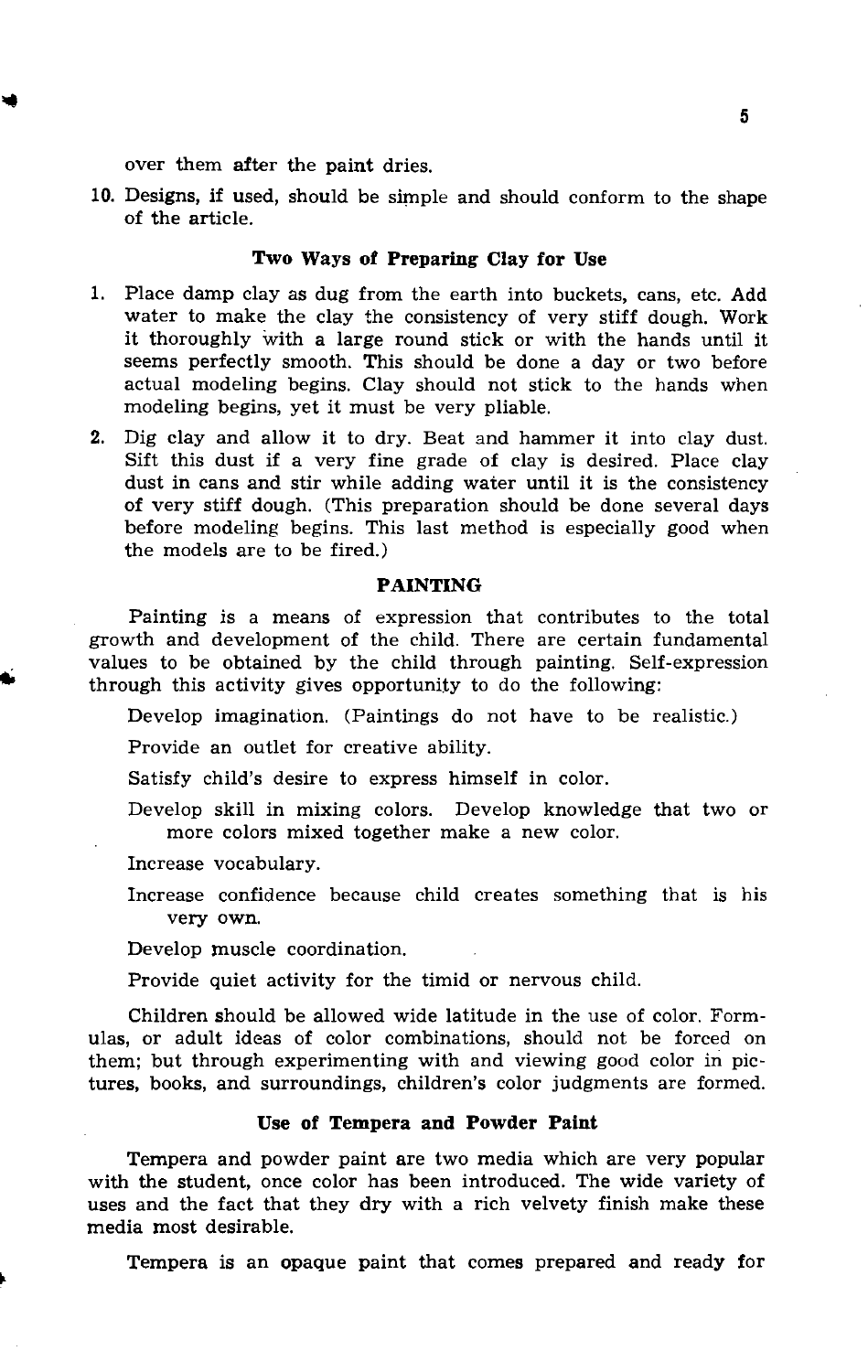over them after the paint dries.

10. Designs, if used, should be simple and should conform to the shape of the article.

### Two Ways of Preparing Clay for Use

1. Place damp clay as dug from the earth into buckets, cans, etc. Add water to make the clay the consistency of very stiff dough. Work it thoroughly with a large round stick or with the hands until it seems perfectly smooth. This should be done a day or two before actual modeling begins. Clay should not stick to the hands when modeling begins, yet it must be very pliable.

2. Dig clay and allow it to dry. Beat and hammer it into clay dust. Sift this dust if a very fine grade of clay is desired. Place clay dust in cans and stir while adding water until it is the consistency of very stiff dough. (This preparation should be done several days before modeling begins. This last method is especially good when the models are to be fired.)

## PAINTING

Painting is a means of expression that contributes to the total growth and development of the child. There are certain fundamental values to be obtained by the child through painting. Self-expression through this activity gives opportunity to do the following:

Develop imagination. (Paintings do not have to be realistic.)

Provide an outlet for creative ability.

Satisfy child's desire to express himself in color.

Develop skill in mixing colors. Develop knowledge that two or more colors mixed together make a new color.

Increase vocabulary.

Increase confidence because child creates something that is his very own.

Develop muscle coordination.

Provide quiet activity for the timid or nervous child.

Children should be allowed wide latitude in the use of color. Formulas, or adult ideas of color combinations, should not be forced on them; but through experimenting with and viewing good color in pictures, books, and surroundings, children's color judgments are formed.

### Use of Tempera and Powder Paint

Tempera and powder paint are two media which are very popular with the student, once color has been introduced. The wide variety of uses and the fact that they dry with a rich velvety finish make these media most desirable.

Tempera is an opaque paint that comes prepared and ready for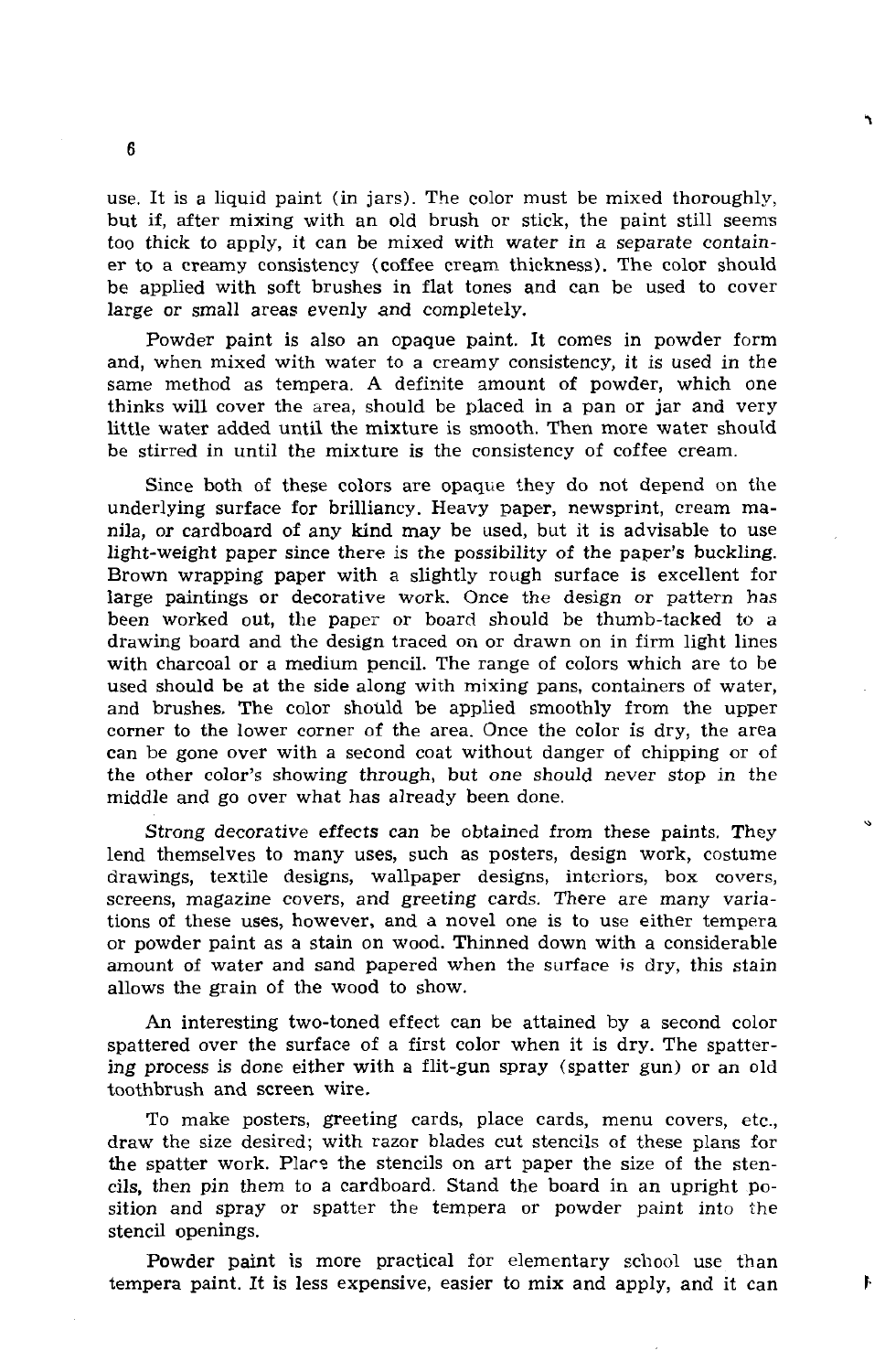use. It is a liquid paint (in jars). The color must be mixed thoroughly, but if, after mixing with an old brush or stick, the paint still seems too thick to apply, it can be mixed with water in a separate container to a creamy consistency (coffee cream thickness). The color should be applied with soft brushes in flat tones and can be used to cover large or small areas evenly and completely.

Powder paint is also an opaque paint. It comes in powder form and, when mixed with water to a creamy consistency, it is used in the same method as tempera. A definite amount of powder, which one thinks will cover the area, should be placed in a pan or jar and very little water added until the mixture is smooth. Then more water should be stirred in until the mixture is the consistency of coffee cream.

Since both of these colors are opaque they do not depend on the underlying surface for brilliancy. Heavy paper, newsprint, cream manila, or cardboard of any kind may be used, but it is advisable to use light-weight paper since there is the possibility of the paper's buckling. Brown wrapping paper with a slightly rough surface is excellent for large paintings or decorative work. Once the design or pattern has been worked out, the paper or board should be thumb-tacked to a drawing board and the design traced on or drawn on in firm light lines with charcoal or a medium pencil. The range of colors which are to be used should be at the side along with mixing pans, containers of water, and brushes. The color should be applied smoothly from the upper corner to the lower corner of the area. Once the color is dry, the area can be gone over with a second coat without danger of chipping or of the other color's showing through, but one should never stop in the middle and go over what has already been done.

Strong decorative effects can be obtained from these paints. They lend themselves to many uses, such as posters, design work, costume drawings, textile designs, wallpaper designs, interiors, box covers, screens, magazine covers, and greeting cards. There are many variations of these uses, however, and a novel one is to use either tempera or powder paint as a stain on wood. Thinned down with a considerable amount of water and sand papered when the surface is dry, this stain allows the grain of the wood to show.

An interesting two-toned effect can be attained by a second color spattered over the surface of a first color when it is dry. The spattering process is done either with a flit-gun spray (spatter gun) or an old toothbrush and screen wire.

To make posters, greeting cards, place cards, menu covers, etc., draw the size desired; with razor blades cut stencils of these plans for the spatter work. Place the stencils on art paper the size of the stencils, then pin them to a cardboard. Stand the board in an upright position and spray or spatter the tempera or powder paint into the stencil openings.

Powder paint is more practical for elementary school use than tempera paint. It is less expensive, easier to mix and apply, and it can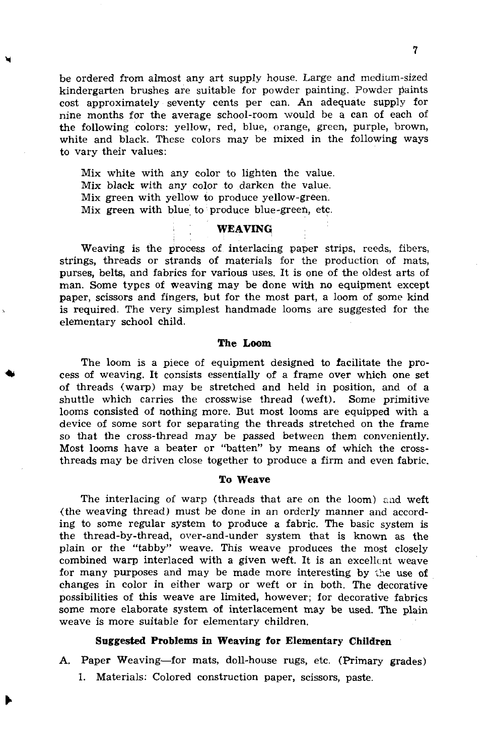be ordered from almost any art supply house. Large and medium-sized kindergarten brushes are suitable for powder painting. Powder paints cost approximately seventy cents per can. An adequate supply for nine months for the average school-room would be a can of each of the following colors: yellow, red, blue, orange, green, purple, brown, white and black. These colors may be mixed in the following ways to vary their values:

Mix white with any color to lighten the value.
Mix black with any color to darken the value.
Mix green with yellow to produce yellow-green.
Mix green with blue to produce blue-green, etc.

## WEAVING

Weaving is the process of interlacing paper strips, reeds, fibers, strings, threads or strands of materials for the production of mats, purses, belts, and fabrics for various uses. It is one of the oldest arts of man. Some types of weaving may be done with no equipment except paper, scissors and fingers, but for the most part, a loom of some kind is required. The very simplest handmade looms are suggested for the elementary school child.

### The Loom

The loom is a piece of equipment designed to facilitate the process of weaving. It consists essentially of a frame over which one set of threads (warp) may be stretched and held in position, and of a shuttle which carries the crosswise thread (weft). Some primitive looms consisted of nothing more. But most looms are equipped with a device of some sort for separating the threads stretched on the frame so that the cross-thread may be passed between them conveniently. Most looms have a beater or "batten" by means of which the cross-threads may be driven close together to produce a firm and even fabric.

### To Weave

The interlacing of warp (threads that are on the loom) and weft (the weaving thread) must be done in an orderly manner and according to some regular system to produce a fabric. The basic system is the thread-by-thread, over-and-under system that is known as the plain or the "tabby" weave. This weave produces the most closely combined warp interlaced with a given weft. It is an excellent weave for many purposes and may be made more interesting by the use of changes in color in either warp or weft or in both. The decorative possibilities of this weave are limited, however; for decorative fabrics some more elaborate system of interlacement may be used. The plain weave is more suitable for elementary children.

### Suggested Problems in Weaving for Elementary Children

A. Paper Weaving—for mats, doll-house rugs, etc. (Primary grades)

1. Materials: Colored construction paper, scissors, paste.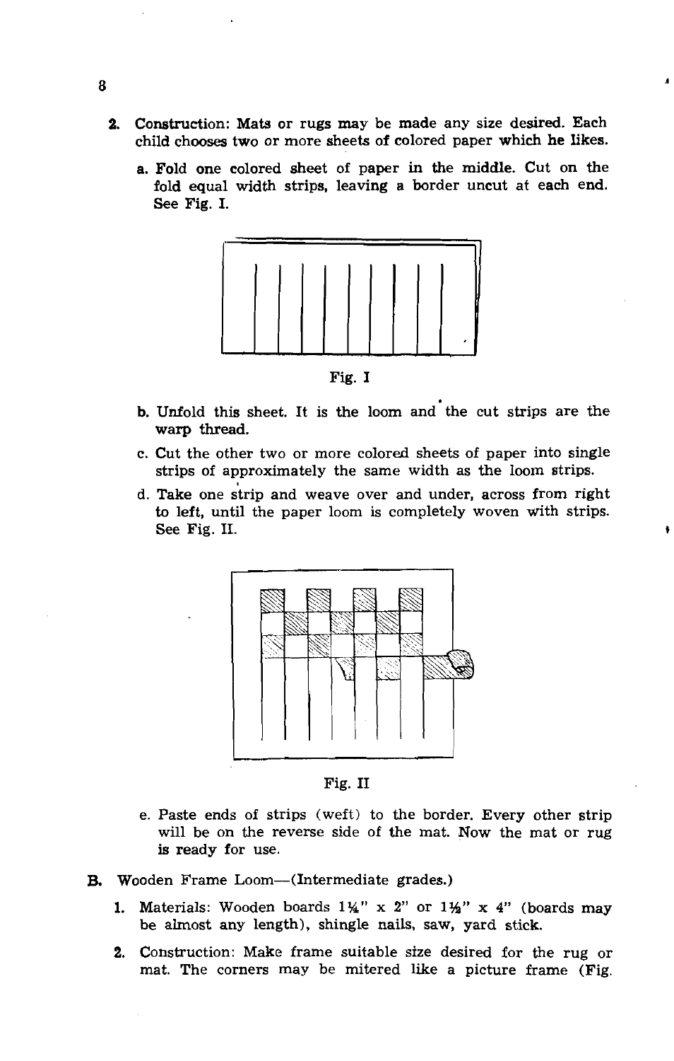2. Construction: Mats or rugs may be made any size desired. Each child chooses two or more sheets of colored paper which he likes.

   a. Fold one colored sheet of paper in the middle. Cut on the fold equal width strips, leaving a border uncut at each end. See Fig. I.

Fig. I

   b. Unfold this sheet. It is the loom and the cut strips are the warp thread.

   c. Cut the other two or more colored sheets of paper into single strips of approximately the same width as the loom strips.

   d. Take one strip and weave over and under, across from right to left, until the paper loom is completely woven with strips. See Fig. II.

Fig. II

   e. Paste ends of strips (weft) to the border. Every other strip will be on the reverse side of the mat. Now the mat or rug is ready for use.

B. Wooden Frame Loom—(Intermediate grades.)

1. Materials: Wooden boards 1¼" x 2" or 1½" x 4" (boards may be almost any length), shingle nails, saw, yard stick.

2. Construction: Make frame suitable size desired for the rug or mat. The corners may be mitered like a picture frame (Fig.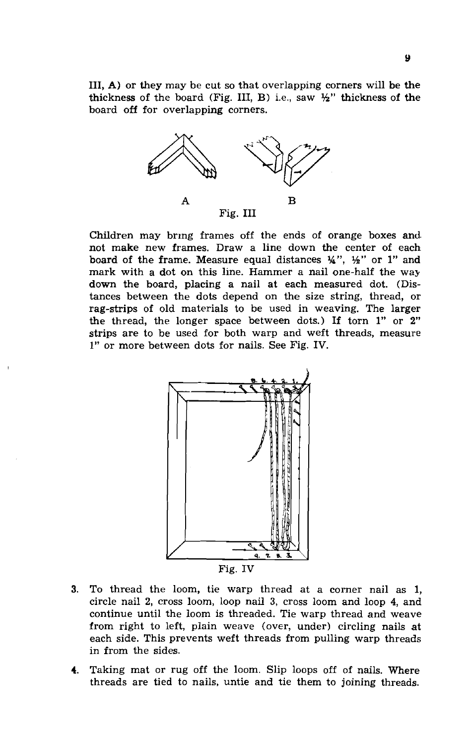III, A) or they may be cut so that overlapping corners will be the thickness of the board (Fig. III, B) i.e., saw ½" thickness of the board off for overlapping corners.

A B

Fig. III

Children may bring frames off the ends of orange boxes and not make new frames. Draw a line down the center of each board of the frame. Measure equal distances ¼", ½" or 1" and mark with a dot on this line. Hammer a nail one-half the way down the board, placing a nail at each measured dot. (Distances between the dots depend on the size string, thread, or rag-strips of old materials to be used in weaving. The larger the thread, the longer space between dots.) If torn 1" or 2" strips are to be used for both warp and weft threads, measure 1" or more between dots for nails. See Fig. IV.

Fig. IV

3. To thread the loom, tie warp thread at a corner nail as 1, circle nail 2, cross loom, loop nail 3, cross loom and loop 4, and continue until the loom is threaded. Tie warp thread and weave from right to left, plain weave (over, under) circling nails at each side. This prevents weft threads from pulling warp threads in from the sides.

4. Taking mat or rug off the loom. Slip loops off of nails. Where threads are tied to nails, untie and tie them to joining threads.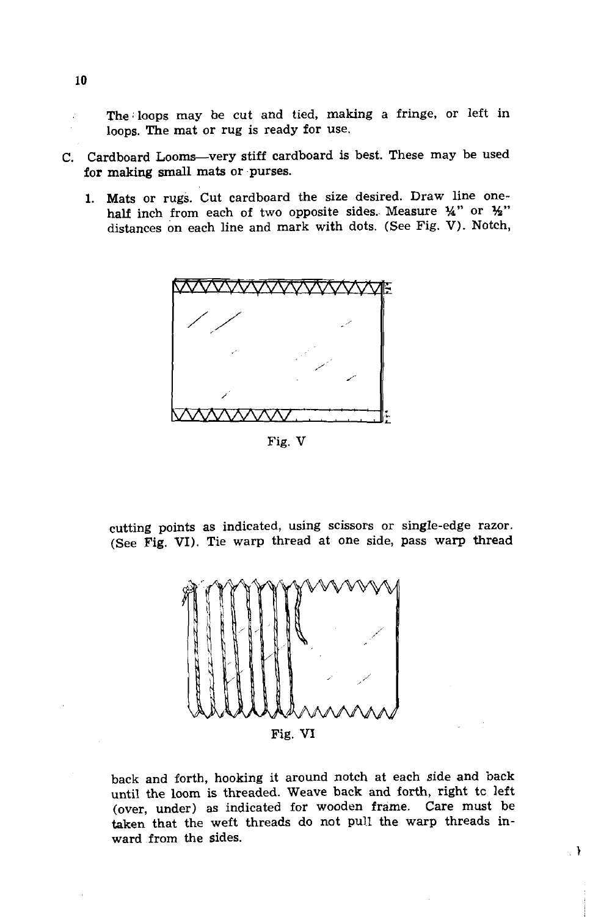The loops may be cut and tied, making a fringe, or left in loops. The mat or rug is ready for use.

C. Cardboard Looms—very stiff cardboard is best. These may be used for making small mats or purses.

1. Mats or rugs. Cut cardboard the size desired. Draw line one-half inch from each of two opposite sides. Measure ¼" or ½" distances on each line and mark with dots. (See Fig. V). Notch,

Fig. V

cutting points as indicated, using scissors or single-edge razor. (See Fig. VI). Tie warp thread at one side, pass warp thread

Fig. VI

back and forth, hooking it around notch at each side and back until the loom is threaded. Weave back and forth, right tc left (over, under) as indicated for wooden frame. Care must be taken that the weft threads do not pull the warp threads inward from the sides.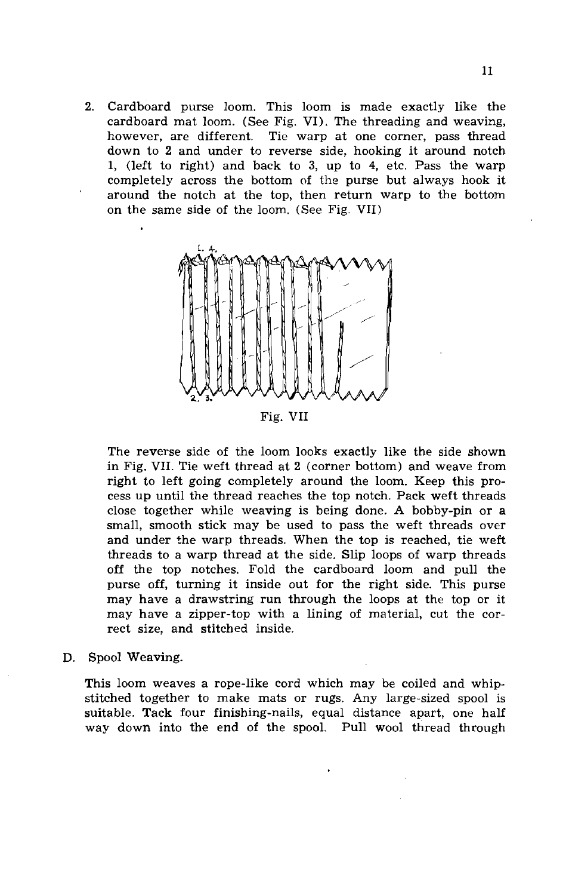2. Cardboard purse loom. This loom is made exactly like the cardboard mat loom. (See Fig. VI). The threading and weaving, however, are different. Tie warp at one corner, pass thread down to 2 and under to reverse side, hooking it around notch 1, (left to right) and back to 3, up to 4, etc. Pass the warp completely across the bottom of the purse but always hook it around the notch at the top, then return warp to the bottom on the same side of the loom. (See Fig. VII)

Fig. VII

The reverse side of the loom looks exactly like the side shown in Fig. VII. Tie weft thread at 2 (corner bottom) and weave from right to left going completely around the loom. Keep this process up until the thread reaches the top notch. Pack weft threads close together while weaving is being done. A bobby-pin or a small, smooth stick may be used to pass the weft threads over and under the warp threads. When the top is reached, tie weft threads to a warp thread at the side. Slip loops of warp threads off the top notches. Fold the cardboard loom and pull the purse off, turning it inside out for the right side. This purse may have a drawstring run through the loops at the top or it may have a zipper-top with a lining of material, cut the correct size, and stitched inside.

D. Spool Weaving.

This loom weaves a rope-like cord which may be coiled and whip-stitched together to make mats or rugs. Any large-sized spool is suitable. Tack four finishing-nails, equal distance apart, one half way down into the end of the spool. Pull wool thread through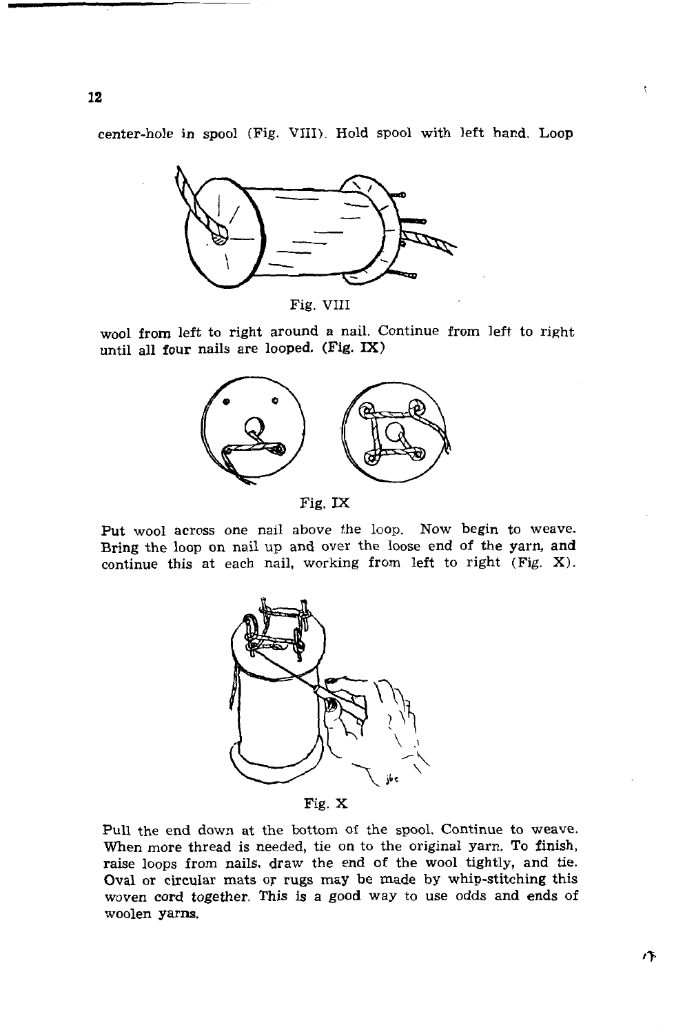center-hole in spool (Fig. VIII). Hold spool with left hand. Loop

Fig. VIII

wool from left to right around a nail. Continue from left to right until all four nails are looped. (Fig. IX)

Fig. IX

Put wool across one nail above the loop. Now begin to weave. Bring the loop on nail up and over the loose end of the yarn, and continue this at each nail, working from left to right (Fig. X).

Fig. X

Pull the end down at the bottom of the spool. Continue to weave. When more thread is needed, tie on to the original yarn. To finish, raise loops from nails, draw the end of the wool tightly, and tie. Oval or circular mats or rugs may be made by whip-stitching this woven cord together. This is a good way to use odds and ends of woolen yarns.